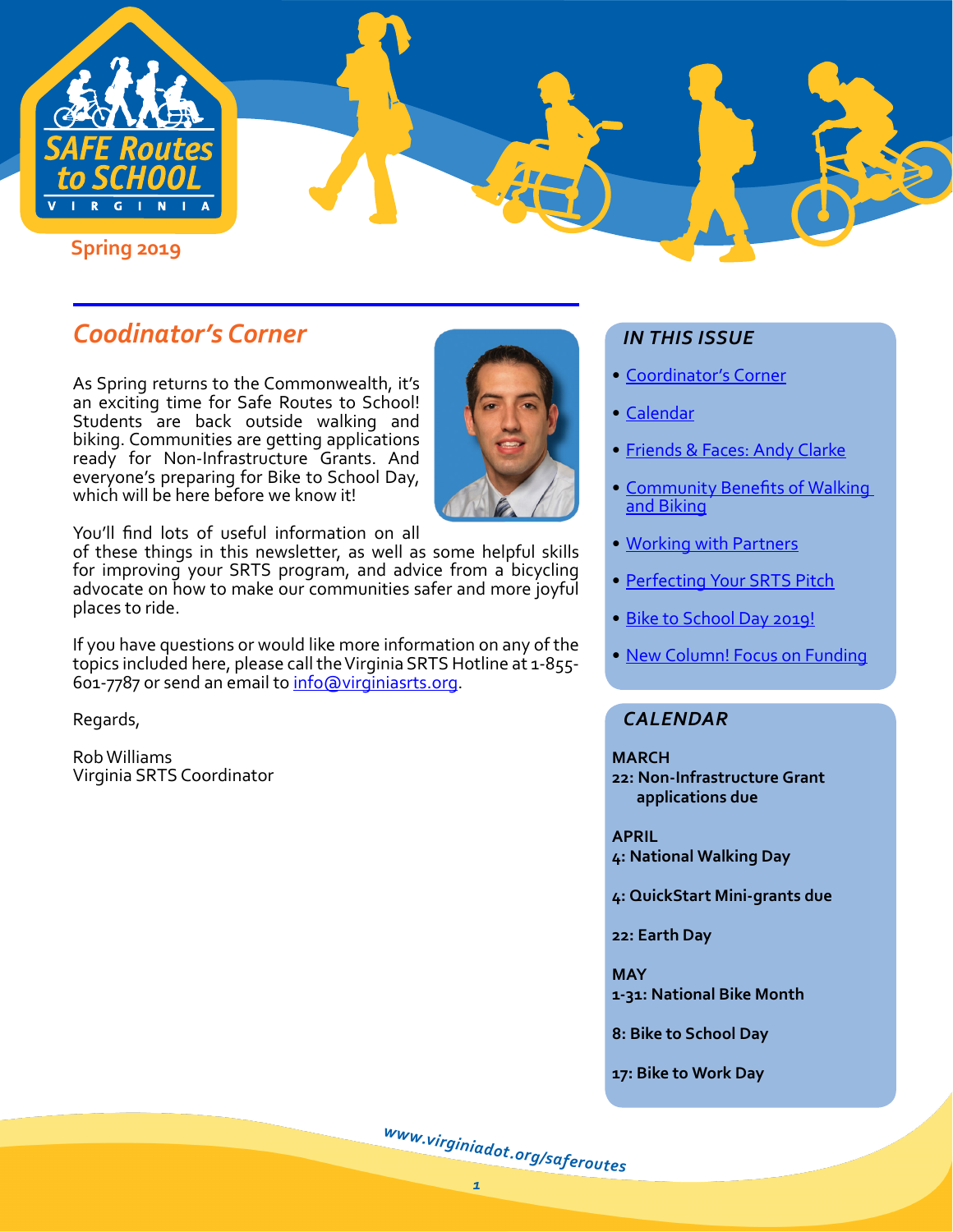# SAFE Routes to SCHOOL VIRGINIA

Spring 2019

## *Coodinator's Corner*

As Spring returns to the Commonwealth, it's an exciting time for Safe Routes to School! Students are back outside walking and biking. Communities are getting applications ready for Non-Infrastructure Grants. And everyone's preparing for Bike to School Day, which will be here before we know it!

You'll find lots of useful information on all of these things in this newsletter, as well as some helpful skills for improving your SRTS program, and advice from a bicycling advocate on how to make our communities safer and more joyful places to ride.

If you have questions or would like more information on any of the topics included here, please call the Virginia SRTS Hotline at 1-855-601-7787 or send an email to info@virginiasrts.org.

Regards,

Rob Williams
Virginia SRTS Coordinator

### *IN THIS ISSUE*

- Coordinator's Corner
- Calendar
- Friends & Faces: Andy Clarke
- Community Benefits of Walking and Biking
- Working with Partners
- Perfecting Your SRTS Pitch
- Bike to School Day 2019!
- New Column! Focus on Funding

### *CALENDAR*

**MARCH**
**22: Non-Infrastructure Grant applications due**

**APRIL**
**4: National Walking Day**

**4: QuickStart Mini-grants due**

**22: Earth Day**

**MAY**
**1-31: National Bike Month**

**8: Bike to School Day**

**17: Bike to Work Day**

*www.virginiadot.org/saferoutes*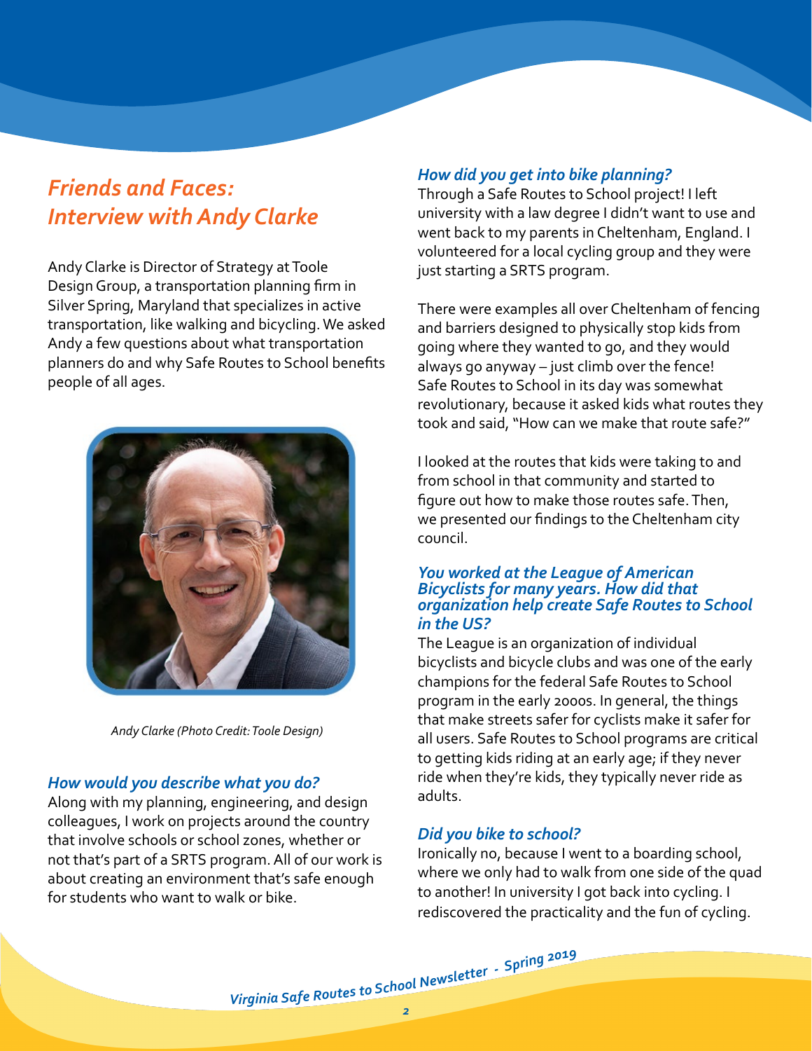## *Friends and Faces: Interview with Andy Clarke*

Andy Clarke is Director of Strategy at Toole Design Group, a transportation planning firm in Silver Spring, Maryland that specializes in active transportation, like walking and bicycling. We asked Andy a few questions about what transportation planners do and why Safe Routes to School benefits people of all ages.

*Andy Clarke (Photo Credit: Toole Design)*

### *How would you describe what you do?*

Along with my planning, engineering, and design colleagues, I work on projects around the country that involve schools or school zones, whether or not that's part of a SRTS program. All of our work is about creating an environment that's safe enough for students who want to walk or bike.

### *How did you get into bike planning?*

Through a Safe Routes to School project! I left university with a law degree I didn't want to use and went back to my parents in Cheltenham, England. I volunteered for a local cycling group and they were just starting a SRTS program.

There were examples all over Cheltenham of fencing and barriers designed to physically stop kids from going where they wanted to go, and they would always go anyway – just climb over the fence! Safe Routes to School in its day was somewhat revolutionary, because it asked kids what routes they took and said, "How can we make that route safe?"

I looked at the routes that kids were taking to and from school in that community and started to figure out how to make those routes safe. Then, we presented our findings to the Cheltenham city council.

### *You worked at the League of American Bicyclists for many years. How did that organization help create Safe Routes to School in the US?*

The League is an organization of individual bicyclists and bicycle clubs and was one of the early champions for the federal Safe Routes to School program in the early 2000s. In general, the things that make streets safer for cyclists make it safer for all users. Safe Routes to School programs are critical to getting kids riding at an early age; if they never ride when they're kids, they typically never ride as adults.

### *Did you bike to school?*

Ironically no, because I went to a boarding school, where we only had to walk from one side of the quad to another! In university I got back into cycling. I rediscovered the practicality and the fun of cycling.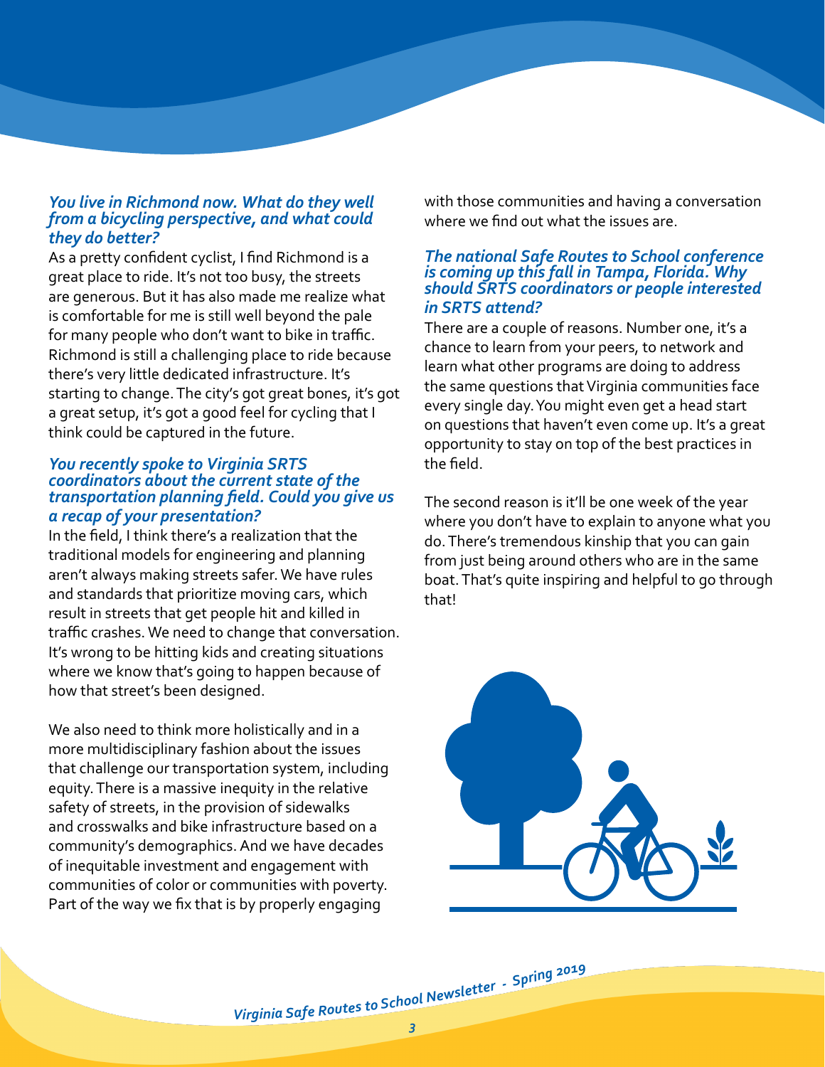***You live in Richmond now. What do they well from a bicycling perspective, and what could they do better?***

As a pretty confident cyclist, I find Richmond is a great place to ride. It's not too busy, the streets are generous. But it has also made me realize what is comfortable for me is still well beyond the pale for many people who don't want to bike in traffic. Richmond is still a challenging place to ride because there's very little dedicated infrastructure. It's starting to change. The city's got great bones, it's got a great setup, it's got a good feel for cycling that I think could be captured in the future.

***You recently spoke to Virginia SRTS coordinators about the current state of the transportation planning field. Could you give us a recap of your presentation?***

In the field, I think there's a realization that the traditional models for engineering and planning aren't always making streets safer. We have rules and standards that prioritize moving cars, which result in streets that get people hit and killed in traffic crashes. We need to change that conversation. It's wrong to be hitting kids and creating situations where we know that's going to happen because of how that street's been designed.

We also need to think more holistically and in a more multidisciplinary fashion about the issues that challenge our transportation system, including equity. There is a massive inequity in the relative safety of streets, in the provision of sidewalks and crosswalks and bike infrastructure based on a community's demographics. And we have decades of inequitable investment and engagement with communities of color or communities with poverty. Part of the way we fix that is by properly engaging with those communities and having a conversation where we find out what the issues are.

***The national Safe Routes to School conference is coming up this fall in Tampa, Florida. Why should SRTS coordinators or people interested in SRTS attend?***

There are a couple of reasons. Number one, it's a chance to learn from your peers, to network and learn what other programs are doing to address the same questions that Virginia communities face every single day. You might even get a head start on questions that haven't even come up. It's a great opportunity to stay on top of the best practices in the field.

The second reason is it'll be one week of the year where you don't have to explain to anyone what you do. There's tremendous kinship that you can gain from just being around others who are in the same boat. That's quite inspiring and helpful to go through that!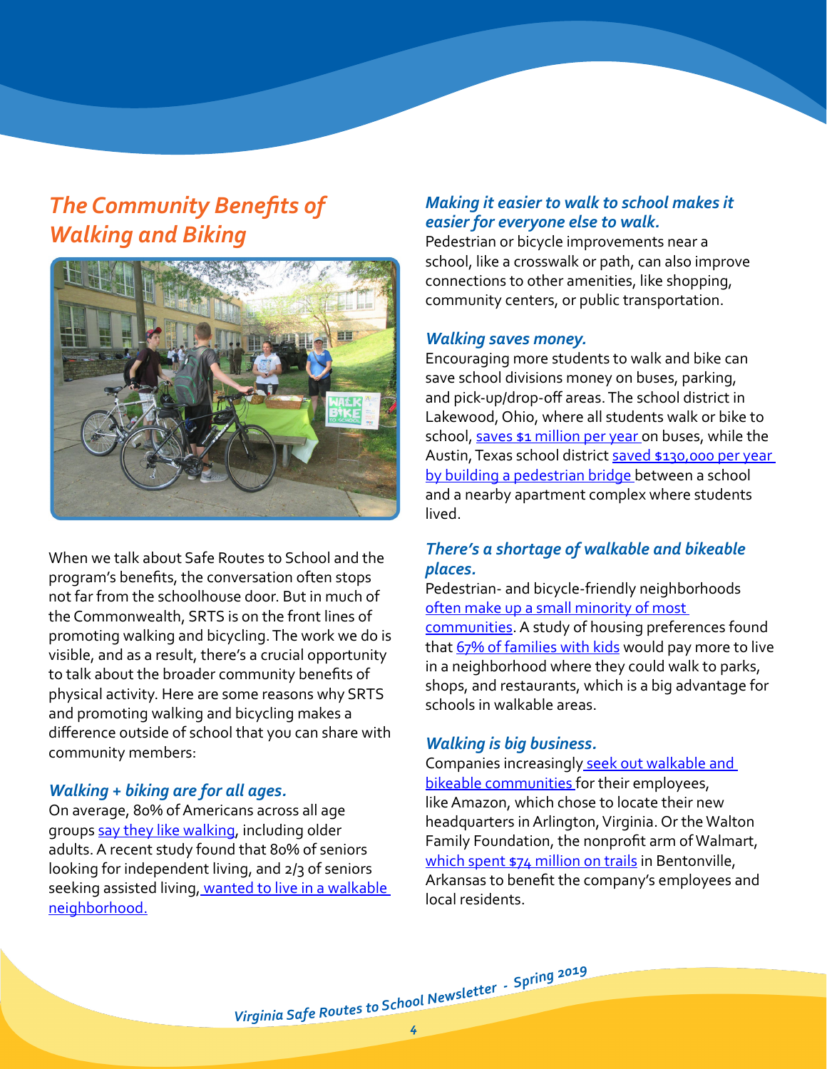## *The Community Benefits of Walking and Biking*

When we talk about Safe Routes to School and the program's benefits, the conversation often stops not far from the schoolhouse door. But in much of the Commonwealth, SRTS is on the front lines of promoting walking and bicycling. The work we do is visible, and as a result, there's a crucial opportunity to talk about the broader community benefits of physical activity. Here are some reasons why SRTS and promoting walking and bicycling makes a difference outside of school that you can share with community members:

### *Walking + biking are for all ages.*

On average, 80% of Americans across all age groups say they like walking, including older adults. A recent study found that 80% of seniors looking for independent living, and 2/3 of seniors seeking assisted living, wanted to live in a walkable neighborhood.

### *Making it easier to walk to school makes it easier for everyone else to walk.*

Pedestrian or bicycle improvements near a school, like a crosswalk or path, can also improve connections to other amenities, like shopping, community centers, or public transportation.

### *Walking saves money.*

Encouraging more students to walk and bike can save school divisions money on buses, parking, and pick-up/drop-off areas. The school district in Lakewood, Ohio, where all students walk or bike to school, saves $1 million per year on buses, while the Austin, Texas school district saved $130,000 per year by building a pedestrian bridge between a school and a nearby apartment complex where students lived.

### *There's a shortage of walkable and bikeable places.*

Pedestrian- and bicycle-friendly neighborhoods often make up a small minority of most communities. A study of housing preferences found that 67% of families with kids would pay more to live in a neighborhood where they could walk to parks, shops, and restaurants, which is a big advantage for schools in walkable areas.

### *Walking is big business.*

Companies increasingly seek out walkable and bikeable communities for their employees, like Amazon, which chose to locate their new headquarters in Arlington, Virginia. Or the Walton Family Foundation, the nonprofit arm of Walmart, which spent $74 million on trails in Bentonville, Arkansas to benefit the company's employees and local residents.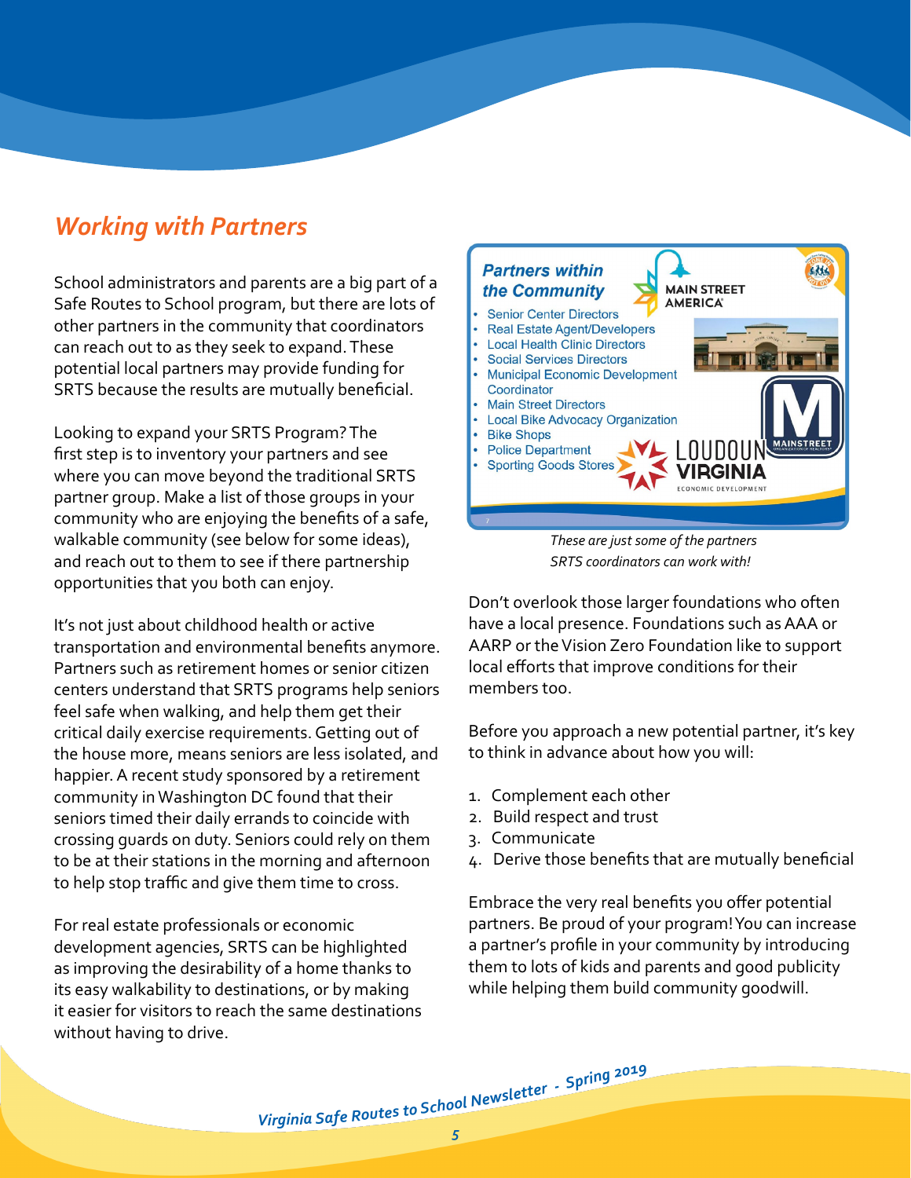## *Working with Partners*

School administrators and parents are a big part of a Safe Routes to School program, but there are lots of other partners in the community that coordinators can reach out to as they seek to expand. These potential local partners may provide funding for SRTS because the results are mutually beneficial.

Looking to expand your SRTS Program? The first step is to inventory your partners and see where you can move beyond the traditional SRTS partner group. Make a list of those groups in your community who are enjoying the benefits of a safe, walkable community (see below for some ideas), and reach out to them to see if there partnership opportunities that you both can enjoy.

It's not just about childhood health or active transportation and environmental benefits anymore. Partners such as retirement homes or senior citizen centers understand that SRTS programs help seniors feel safe when walking, and help them get their critical daily exercise requirements. Getting out of the house more, means seniors are less isolated, and happier. A recent study sponsored by a retirement community in Washington DC found that their seniors timed their daily errands to coincide with crossing guards on duty. Seniors could rely on them to be at their stations in the morning and afternoon to help stop traffic and give them time to cross.

For real estate professionals or economic development agencies, SRTS can be highlighted as improving the desirability of a home thanks to its easy walkability to destinations, or by making it easier for visitors to reach the same destinations without having to drive.

**Partners within the Community**

- Senior Center Directors
- Real Estate Agent/Developers
- Local Health Clinic Directors
- Social Services Directors
- Municipal Economic Development Coordinator
- Main Street Directors
- Local Bike Advocacy Organization
- Bike Shops
- Police Department
- Sporting Goods Stores

*These are just some of the partners SRTS coordinators can work with!*

Don't overlook those larger foundations who often have a local presence. Foundations such as AAA or AARP or the Vision Zero Foundation like to support local efforts that improve conditions for their members too.

Before you approach a new potential partner, it's key to think in advance about how you will:

1. Complement each other
2. Build respect and trust
3. Communicate
4. Derive those benefits that are mutually beneficial

Embrace the very real benefits you offer potential partners. Be proud of your program! You can increase a partner's profile in your community by introducing them to lots of kids and parents and good publicity while helping them build community goodwill.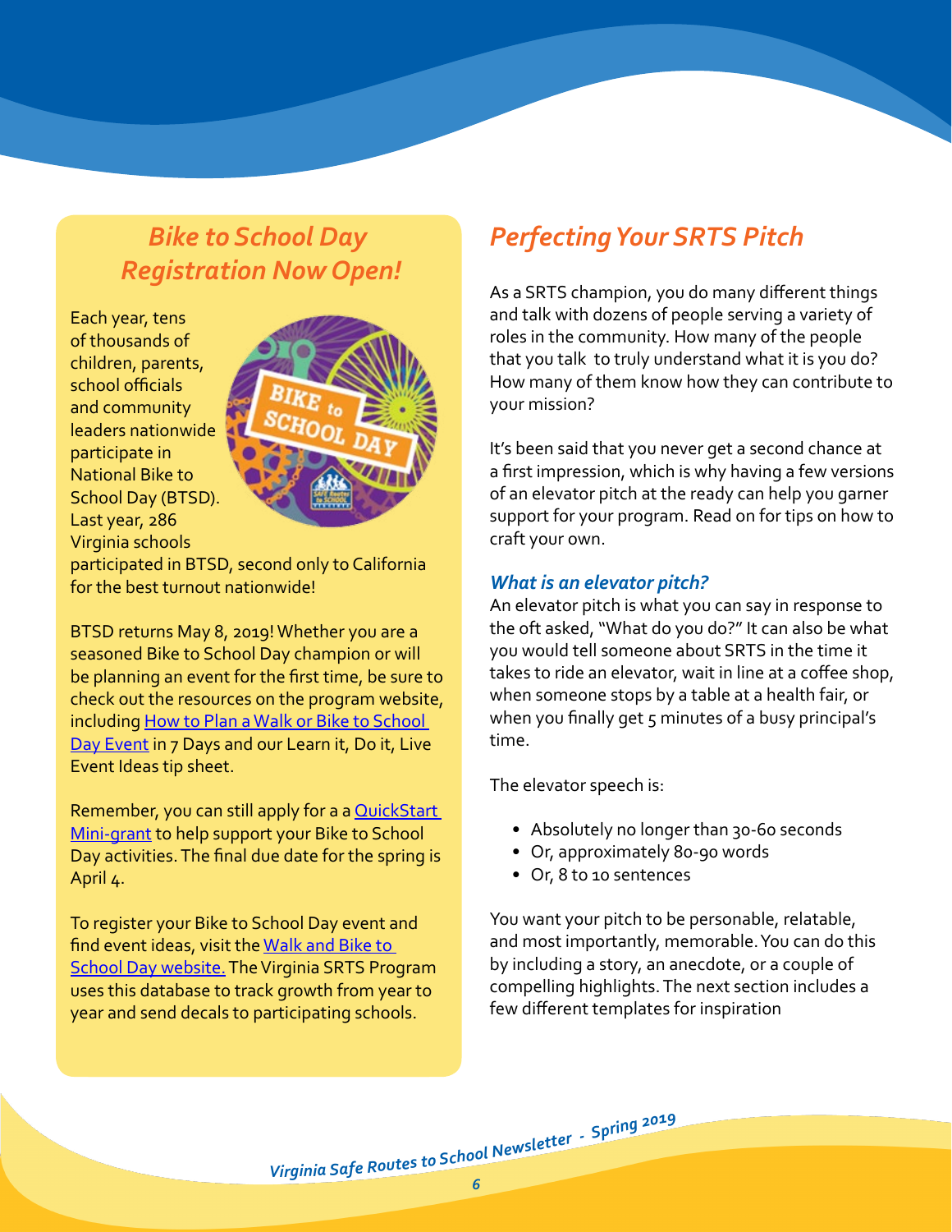## *Bike to School Day Registration Now Open!*

Each year, tens of thousands of children, parents, school officials and community leaders nationwide participate in National Bike to School Day (BTSD). Last year, 286 Virginia schools participated in BTSD, second only to California for the best turnout nationwide!

BTSD returns May 8, 2019! Whether you are a seasoned Bike to School Day champion or will be planning an event for the first time, be sure to check out the resources on the program website, including [How to Plan a Walk or Bike to School Day Event] in 7 Days and our Learn it, Do it, Live Event Ideas tip sheet.

Remember, you can still apply for a a [QuickStart Mini-grant] to help support your Bike to School Day activities. The final due date for the spring is April 4.

To register your Bike to School Day event and find event ideas, visit the [Walk and Bike to School Day website.] The Virginia SRTS Program uses this database to track growth from year to year and send decals to participating schools.

## *Perfecting Your SRTS Pitch*

As a SRTS champion, you do many different things and talk with dozens of people serving a variety of roles in the community. How many of the people that you talk to truly understand what it is you do? How many of them know how they can contribute to your mission?

It's been said that you never get a second chance at a first impression, which is why having a few versions of an elevator pitch at the ready can help you garner support for your program. Read on for tips on how to craft your own.

### *What is an elevator pitch?*

An elevator pitch is what you can say in response to the oft asked, "What do you do?" It can also be what you would tell someone about SRTS in the time it takes to ride an elevator, wait in line at a coffee shop, when someone stops by a table at a health fair, or when you finally get 5 minutes of a busy principal's time.

The elevator speech is:

- Absolutely no longer than 30-60 seconds
- Or, approximately 80-90 words
- Or, 8 to 10 sentences

You want your pitch to be personable, relatable, and most importantly, memorable. You can do this by including a story, an anecdote, or a couple of compelling highlights. The next section includes a few different templates for inspiration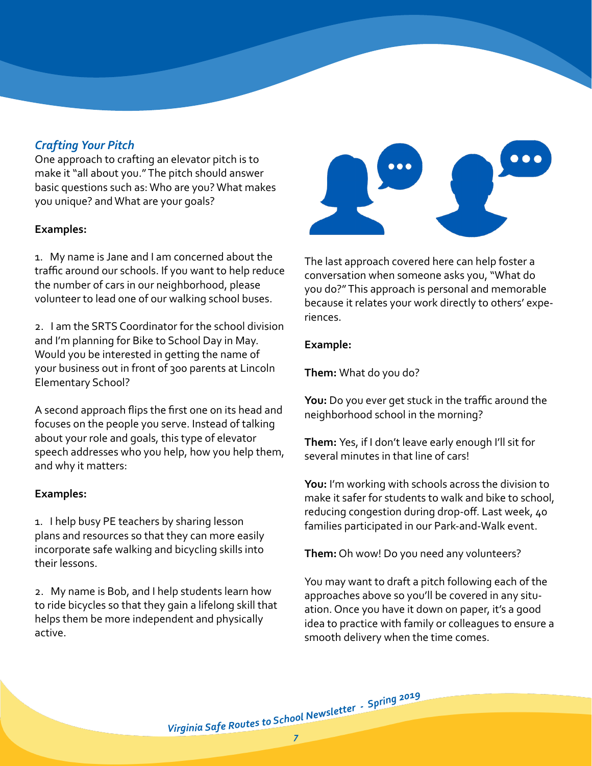### *Crafting Your Pitch*

One approach to crafting an elevator pitch is to make it "all about you." The pitch should answer basic questions such as: Who are you? What makes you unique? and What are your goals?

**Examples:**

1. My name is Jane and I am concerned about the traffic around our schools. If you want to help reduce the number of cars in our neighborhood, please volunteer to lead one of our walking school buses.

2. I am the SRTS Coordinator for the school division and I'm planning for Bike to School Day in May. Would you be interested in getting the name of your business out in front of 300 parents at Lincoln Elementary School?

A second approach flips the first one on its head and focuses on the people you serve. Instead of talking about your role and goals, this type of elevator speech addresses who you help, how you help them, and why it matters:

**Examples:**

1. I help busy PE teachers by sharing lesson plans and resources so that they can more easily incorporate safe walking and bicycling skills into their lessons.

2. My name is Bob, and I help students learn how to ride bicycles so that they gain a lifelong skill that helps them be more independent and physically active.

The last approach covered here can help foster a conversation when someone asks you, "What do you do?" This approach is personal and memorable because it relates your work directly to others' experiences.

**Example:**

**Them:** What do you do?

**You:** Do you ever get stuck in the traffic around the neighborhood school in the morning?

**Them:** Yes, if I don't leave early enough I'll sit for several minutes in that line of cars!

**You:** I'm working with schools across the division to make it safer for students to walk and bike to school, reducing congestion during drop-off. Last week, 40 families participated in our Park-and-Walk event.

**Them:** Oh wow! Do you need any volunteers?

You may want to draft a pitch following each of the approaches above so you'll be covered in any situation. Once you have it down on paper, it's a good idea to practice with family or colleagues to ensure a smooth delivery when the time comes.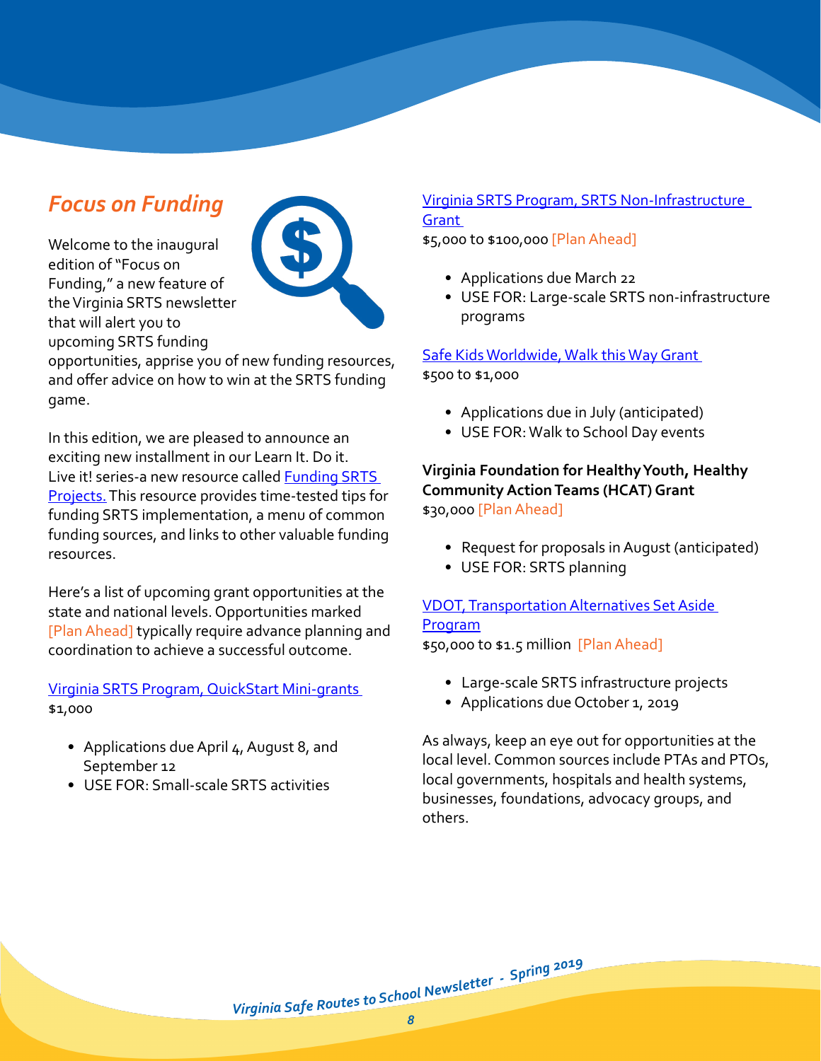## *Focus on Funding*

Welcome to the inaugural edition of "Focus on Funding," a new feature of the Virginia SRTS newsletter that will alert you to upcoming SRTS funding opportunities, apprise you of new funding resources, and offer advice on how to win at the SRTS funding game.

In this edition, we are pleased to announce an exciting new installment in our Learn It. Do it. Live it! series-a new resource called Funding SRTS Projects. This resource provides time-tested tips for funding SRTS implementation, a menu of common funding sources, and links to other valuable funding resources.

Here's a list of upcoming grant opportunities at the state and national levels. Opportunities marked [Plan Ahead] typically require advance planning and coordination to achieve a successful outcome.

Virginia SRTS Program, QuickStart Mini-grants
$1,000

- Applications due April 4, August 8, and September 12
- USE FOR: Small-scale SRTS activities

Virginia SRTS Program, SRTS Non-Infrastructure Grant
$5,000 to $100,000 [Plan Ahead]

- Applications due March 22
- USE FOR: Large-scale SRTS non-infrastructure programs

Safe Kids Worldwide, Walk this Way Grant
$500 to $1,000

- Applications due in July (anticipated)
- USE FOR: Walk to School Day events

**Virginia Foundation for Healthy Youth, Healthy Community Action Teams (HCAT) Grant**
$30,000 [Plan Ahead]

- Request for proposals in August (anticipated)
- USE FOR: SRTS planning

VDOT, Transportation Alternatives Set Aside Program
$50,000 to $1.5 million [Plan Ahead]

- Large-scale SRTS infrastructure projects
- Applications due October 1, 2019

As always, keep an eye out for opportunities at the local level. Common sources include PTAs and PTOs, local governments, hospitals and health systems, businesses, foundations, advocacy groups, and others.